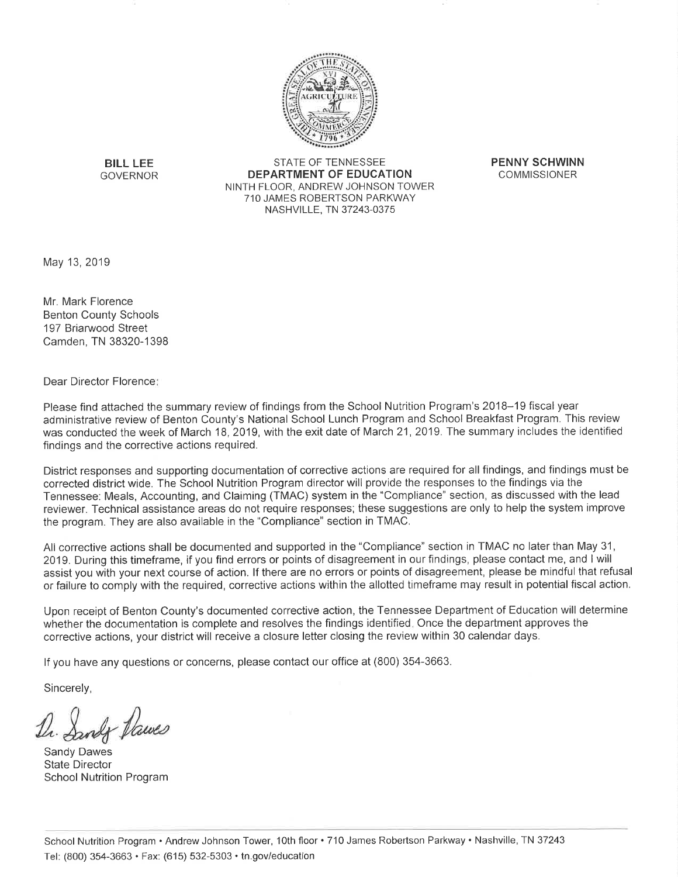**BILL LEE**
GOVERNOR

STATE OF TENNESSEE
**DEPARTMENT OF EDUCATION**
NINTH FLOOR, ANDREW JOHNSON TOWER
710 JAMES ROBERTSON PARKWAY
NASHVILLE, TN 37243-0375

**PENNY SCHWINN**
COMMISSIONER

May 13, 2019

Mr. Mark Florence
Benton County Schools
197 Briarwood Street
Camden, TN 38320-1398

Dear Director Florence:

Please find attached the summary review of findings from the School Nutrition Program's 2018–19 fiscal year administrative review of Benton County's National School Lunch Program and School Breakfast Program. This review was conducted the week of March 18, 2019, with the exit date of March 21, 2019. The summary includes the identified findings and the corrective actions required.

District responses and supporting documentation of corrective actions are required for all findings, and findings must be corrected district wide. The School Nutrition Program director will provide the responses to the findings via the Tennessee: Meals, Accounting, and Claiming (TMAC) system in the "Compliance" section, as discussed with the lead reviewer. Technical assistance areas do not require responses; these suggestions are only to help the system improve the program. They are also available in the "Compliance" section in TMAC.

All corrective actions shall be documented and supported in the "Compliance" section in TMAC no later than May 31, 2019. During this timeframe, if you find errors or points of disagreement in our findings, please contact me, and I will assist you with your next course of action. If there are no errors or points of disagreement, please be mindful that refusal or failure to comply with the required, corrective actions within the allotted timeframe may result in potential fiscal action.

Upon receipt of Benton County's documented corrective action, the Tennessee Department of Education will determine whether the documentation is complete and resolves the findings identified. Once the department approves the corrective actions, your district will receive a closure letter closing the review within 30 calendar days.

If you have any questions or concerns, please contact our office at (800) 354-3663.

Sincerely,

Dr. Sandy Dawes

Sandy Dawes
State Director
School Nutrition Program

School Nutrition Program • Andrew Johnson Tower, 10th floor • 710 James Robertson Parkway • Nashville, TN 37243
Tel: (800) 354-3663 • Fax: (615) 532-5303 • tn.gov/education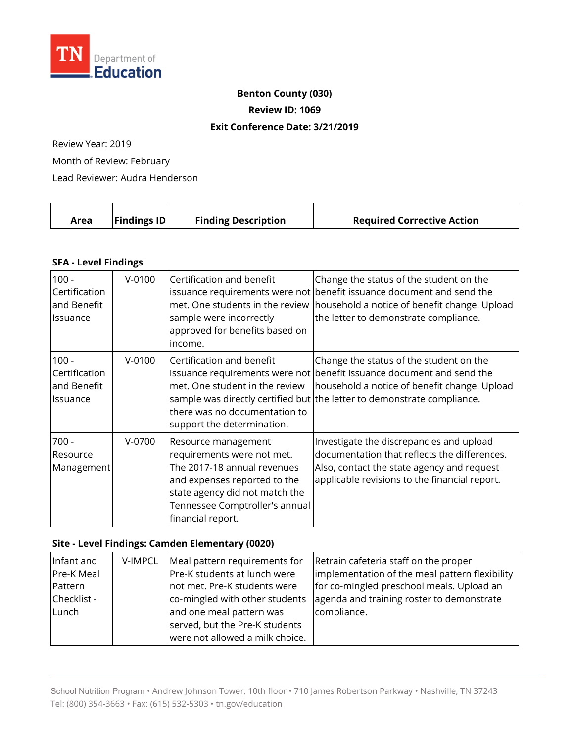TN Department of Education

**Benton County (030)**

**Review ID: 1069**

**Exit Conference Date: 3/21/2019**

Review Year: 2019

Month of Review: February

Lead Reviewer: Audra Henderson

| Area | Findings ID | Finding Description | Required Corrective Action |
|---|---|---|---|
| **SFA - Level Findings** | | | |
| 100 - Certification and Benefit Issuance | V-0100 | Certification and benefit issuance requirements were not met. One students in the review sample were incorrectly approved for benefits based on income. | Change the status of the student on the benefit issuance document and send the household a notice of benefit change. Upload the letter to demonstrate compliance. |
| 100 - Certification and Benefit Issuance | V-0100 | Certification and benefit issuance requirements were not met. One student in the review sample was directly certified but there was no documentation to support the determination. | Change the status of the student on the benefit issuance document and send the household a notice of benefit change. Upload the letter to demonstrate compliance. |
| 700 - Resource Management | V-0700 | Resource management requirements were not met. The 2017-18 annual revenues and expenses reported to the state agency did not match the Tennessee Comptroller's annual financial report. | Investigate the discrepancies and upload documentation that reflects the differences. Also, contact the state agency and request applicable revisions to the financial report. |
| **Site - Level Findings: Camden Elementary (0020)** | | | |
| Infant and Pre-K Meal Pattern Checklist - Lunch | V-IMPCL | Meal pattern requirements for Pre-K students at lunch were not met. Pre-K students were co-mingled with other students and one meal pattern was served, but the Pre-K students were not allowed a milk choice. | Retrain cafeteria staff on the proper implementation of the meal pattern flexibility for co-mingled preschool meals. Upload an agenda and training roster to demonstrate compliance. |

School Nutrition Program • Andrew Johnson Tower, 10th floor • 710 James Robertson Parkway • Nashville, TN 37243
Tel: (800) 354-3663 • Fax: (615) 532-5303 • tn.gov/education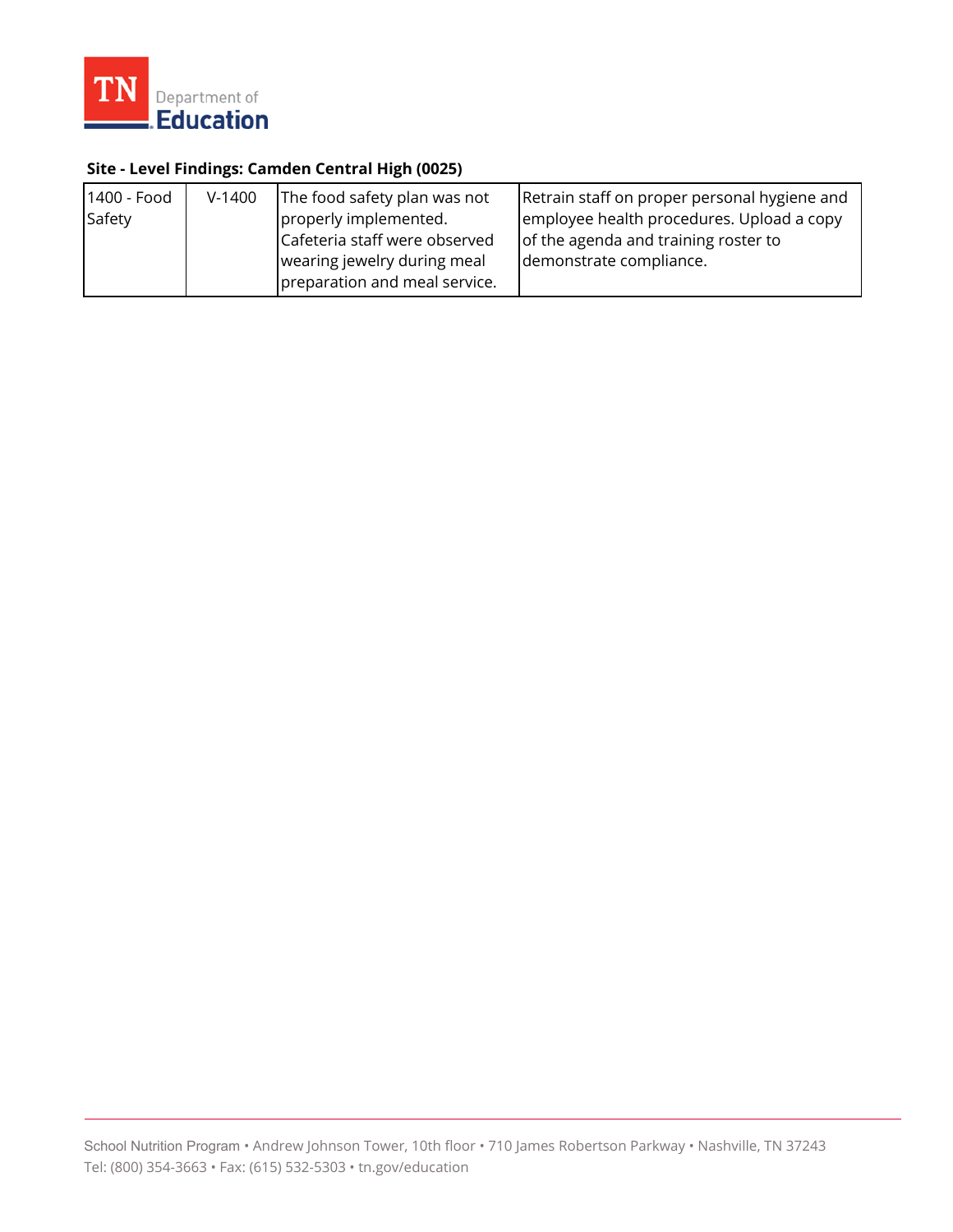**Site - Level Findings: Camden Central High (0025)**

| | | | |
|---|---|---|---|
| 1400 - Food Safety | V-1400 | The food safety plan was not properly implemented. Cafeteria staff were observed wearing jewelry during meal preparation and meal service. | Retrain staff on proper personal hygiene and employee health procedures. Upload a copy of the agenda and training roster to demonstrate compliance. |